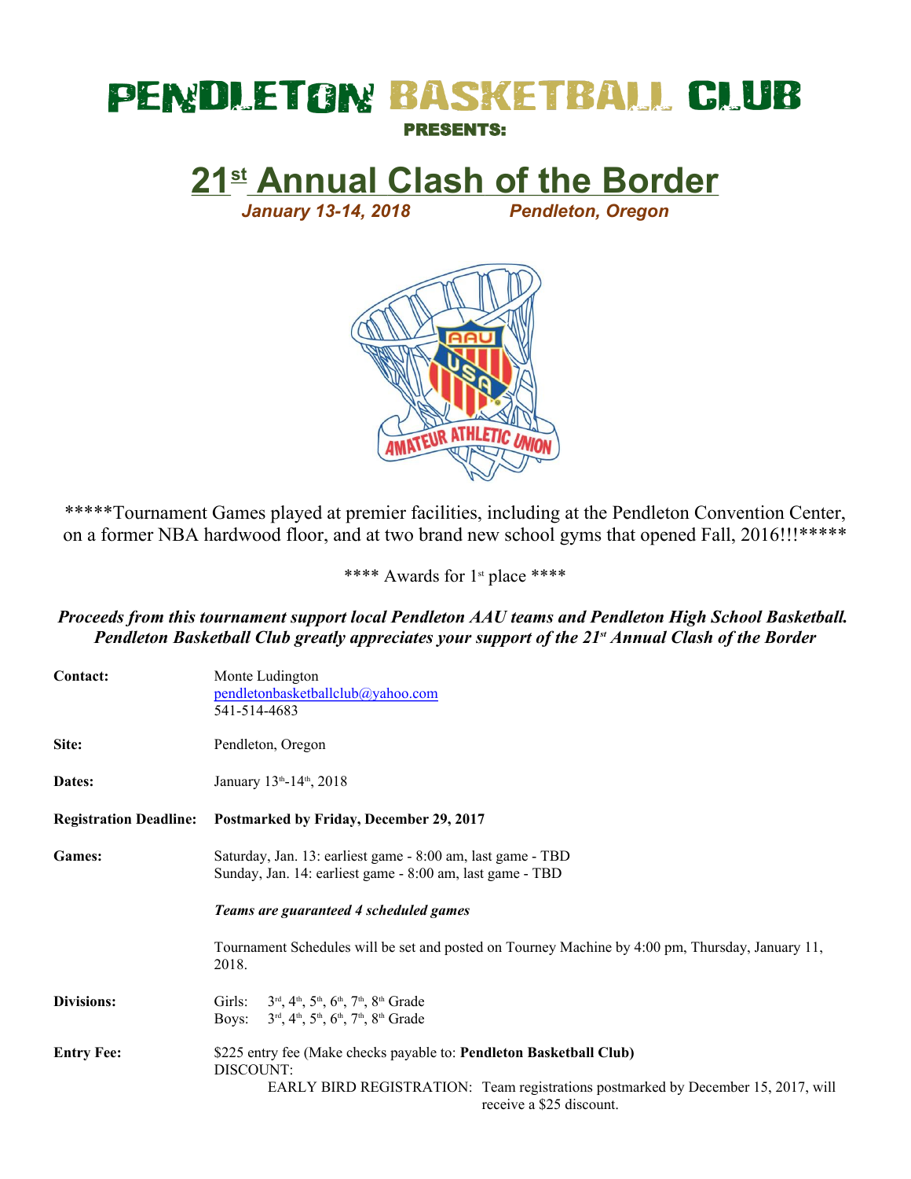# PENDLETON BASKETBALL CLUB

**PRESENTS:**

# 21st Annual Clash of the Border

*January 13-14, 2018 Pendleton, Oregon*

*****Tournament Games played at premier facilities, including at the Pendleton Convention Center, on a former NBA hardwood floor, and at two brand new school gyms that opened Fall, 2016!!!*****

**** Awards for 1st place ****

***Proceeds from this tournament support local Pendleton AAU teams and Pendleton High School Basketball. Pendleton Basketball Club greatly appreciates your support of the 21st Annual Clash of the Border***

**Contact:** Monte Ludington
pendletonbasketballclub@yahoo.com
541-514-4683

**Site:** Pendleton, Oregon

**Dates:** January 13th-14th, 2018

**Registration Deadline:** **Postmarked by Friday, December 29, 2017**

**Games:** Saturday, Jan. 13: earliest game - 8:00 am, last game - TBD
Sunday, Jan. 14: earliest game - 8:00 am, last game - TBD

***Teams are guaranteed 4 scheduled games***

Tournament Schedules will be set and posted on Tourney Machine by 4:00 pm, Thursday, January 11, 2018.

**Divisions:** Girls: 3rd, 4th, 5th, 6th, 7th, 8th Grade
Boys: 3rd, 4th, 5th, 6th, 7th, 8th Grade

**Entry Fee:** $225 entry fee (Make checks payable to: **Pendleton Basketball Club)**
DISCOUNT:
EARLY BIRD REGISTRATION: Team registrations postmarked by December 15, 2017, will receive a $25 discount.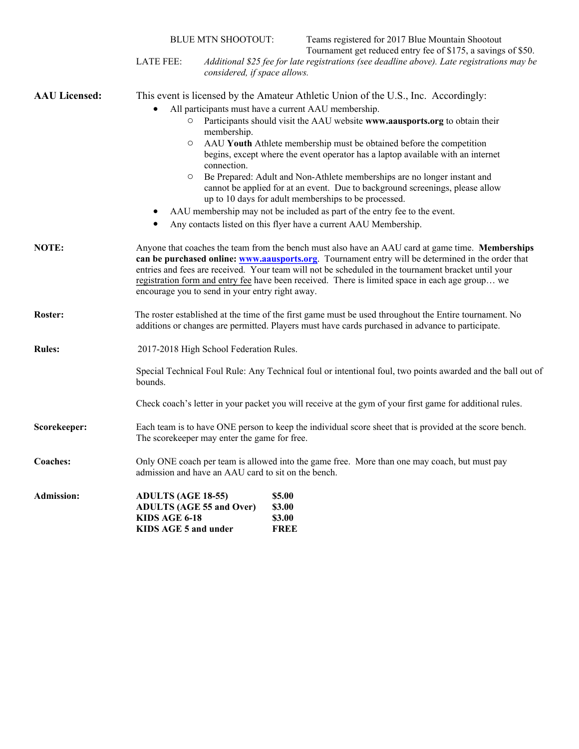BLUE MTN SHOOTOUT: Teams registered for 2017 Blue Mountain Shootout Tournament get reduced entry fee of $175, a savings of $50.

LATE FEE: *Additional $25 fee for late registrations (see deadline above). Late registrations may be considered, if space allows.*

**AAU Licensed:** This event is licensed by the Amateur Athletic Union of the U.S., Inc. Accordingly:

- All participants must have a current AAU membership.
  - Participants should visit the AAU website **www.aausports.org** to obtain their membership.
  - AAU **Youth** Athlete membership must be obtained before the competition begins, except where the event operator has a laptop available with an internet connection.
  - Be Prepared: Adult and Non-Athlete memberships are no longer instant and cannot be applied for at an event. Due to background screenings, please allow up to 10 days for adult memberships to be processed.
- AAU membership may not be included as part of the entry fee to the event.
- Any contacts listed on this flyer have a current AAU Membership.

**NOTE:** Anyone that coaches the team from the bench must also have an AAU card at game time. **Memberships can be purchased online: www.aausports.org**. Tournament entry will be determined in the order that entries and fees are received. Your team will not be scheduled in the tournament bracket until your registration form and entry fee have been received. There is limited space in each age group… we encourage you to send in your entry right away.

**Roster:** The roster established at the time of the first game must be used throughout the Entire tournament. No additions or changes are permitted. Players must have cards purchased in advance to participate.

**Rules:** 2017-2018 High School Federation Rules.

Special Technical Foul Rule: Any Technical foul or intentional foul, two points awarded and the ball out of bounds.

Check coach's letter in your packet you will receive at the gym of your first game for additional rules.

**Scorekeeper:** Each team is to have ONE person to keep the individual score sheet that is provided at the score bench. The scorekeeper may enter the game for free.

**Coaches:** Only ONE coach per team is allowed into the game free. More than one may coach, but must pay admission and have an AAU card to sit on the bench.

**Admission:**

| | |
|---|---|
| **ADULTS (AGE 18-55)** | **$5.00** |
| **ADULTS (AGE 55 and Over)** | **$3.00** |
| **KIDS AGE 6-18** | **$3.00** |
| **KIDS AGE 5 and under** | **FREE** |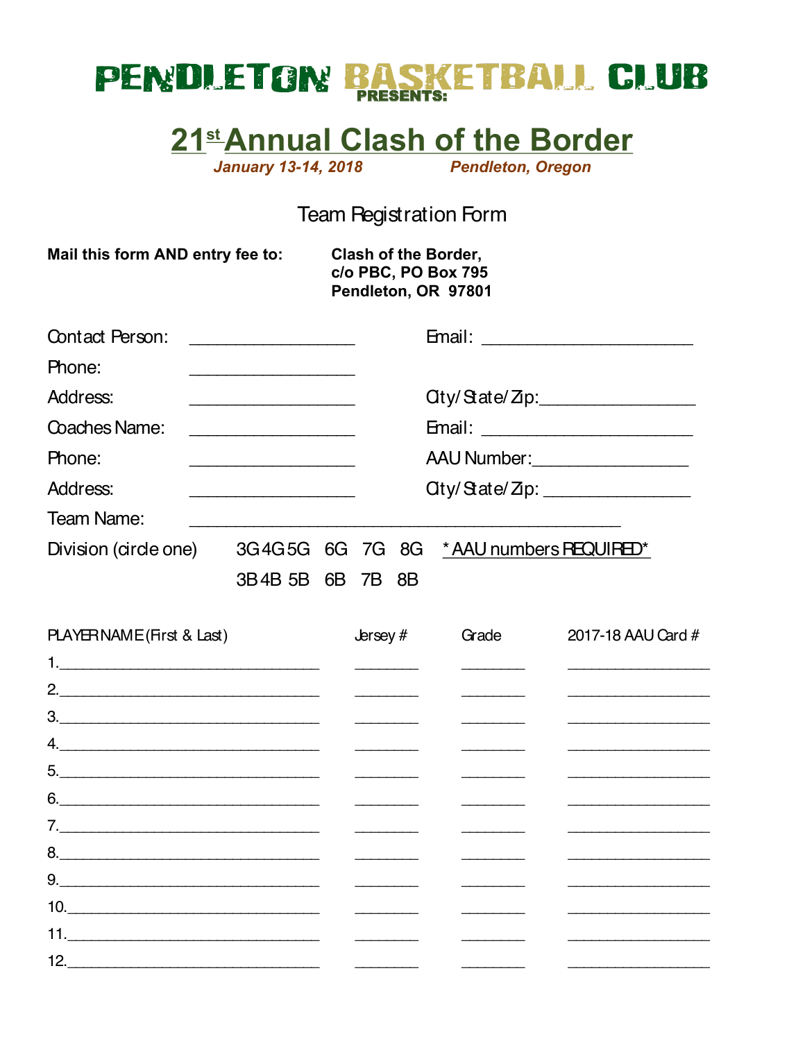# PENDLETON BASKETBALL CLUB

PRESENTS:

## 21st Annual Clash of the Border

*January 13-14, 2018* *Pendleton, Oregon*

### Team Registration Form

**Mail this form AND entry fee to:** **Clash of the Border, c/o PBC, PO Box 795 Pendleton, OR 97801**

Contact Person: ________________ Email: ______________________

Phone: ________________

Address: ________________ City/State/Zip:________________

Coaches Name: ________________ Email: ______________________

Phone: ________________ AAU Number:________________

Address: ________________ City/State/Zip: ________________

Team Name: ____________________________________________

Division (circle one) 3G 4G 5G 6G 7G 8G *AAU numbers REQUIRED*

3B 4B 5B 6B 7B 8B

| PLAYER NAME (First & Last) | Jersey # | Grade | 2017-18 AAU Card # |
|---|---|---|---|
| 1.____________________________ | ________ | ________ | ________________ |
| 2.____________________________ | ________ | ________ | ________________ |
| 3.____________________________ | ________ | ________ | ________________ |
| 4.____________________________ | ________ | ________ | ________________ |
| 5.____________________________ | ________ | ________ | ________________ |
| 6.____________________________ | ________ | ________ | ________________ |
| 7.____________________________ | ________ | ________ | ________________ |
| 8.____________________________ | ________ | ________ | ________________ |
| 9.____________________________ | ________ | ________ | ________________ |
| 10.____________________________ | ________ | ________ | ________________ |
| 11.____________________________ | ________ | ________ | ________________ |
| 12.____________________________ | ________ | ________ | ________________ |